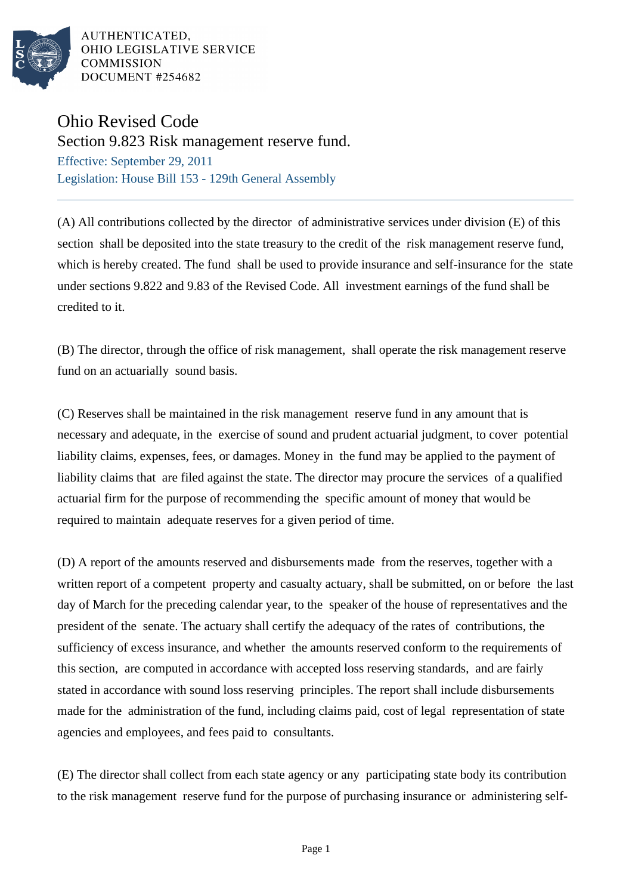AUTHENTICATED,
OHIO LEGISLATIVE SERVICE
COMMISSION
DOCUMENT #254682

# Ohio Revised Code

## Section 9.823 Risk management reserve fund.

Effective: September 29, 2011

Legislation: House Bill 153 - 129th General Assembly

---

(A) All contributions collected by the director of administrative services under division (E) of this section shall be deposited into the state treasury to the credit of the risk management reserve fund, which is hereby created. The fund shall be used to provide insurance and self-insurance for the state under sections 9.822 and 9.83 of the Revised Code. All investment earnings of the fund shall be credited to it.

(B) The director, through the office of risk management, shall operate the risk management reserve fund on an actuarially sound basis.

(C) Reserves shall be maintained in the risk management reserve fund in any amount that is necessary and adequate, in the exercise of sound and prudent actuarial judgment, to cover potential liability claims, expenses, fees, or damages. Money in the fund may be applied to the payment of liability claims that are filed against the state. The director may procure the services of a qualified actuarial firm for the purpose of recommending the specific amount of money that would be required to maintain adequate reserves for a given period of time.

(D) A report of the amounts reserved and disbursements made from the reserves, together with a written report of a competent property and casualty actuary, shall be submitted, on or before the last day of March for the preceding calendar year, to the speaker of the house of representatives and the president of the senate. The actuary shall certify the adequacy of the rates of contributions, the sufficiency of excess insurance, and whether the amounts reserved conform to the requirements of this section, are computed in accordance with accepted loss reserving standards, and are fairly stated in accordance with sound loss reserving principles. The report shall include disbursements made for the administration of the fund, including claims paid, cost of legal representation of state agencies and employees, and fees paid to consultants.

(E) The director shall collect from each state agency or any participating state body its contribution to the risk management reserve fund for the purpose of purchasing insurance or administering self-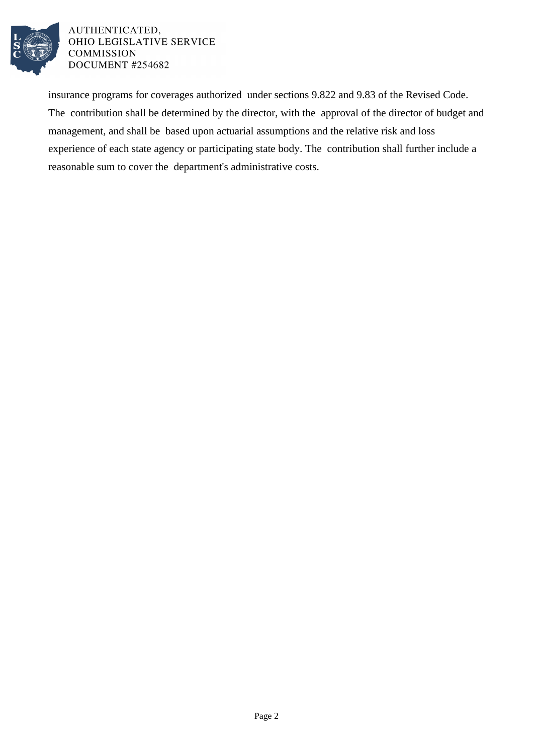insurance programs for coverages authorized under sections 9.822 and 9.83 of the Revised Code. The contribution shall be determined by the director, with the approval of the director of budget and management, and shall be based upon actuarial assumptions and the relative risk and loss experience of each state agency or participating state body. The contribution shall further include a reasonable sum to cover the department's administrative costs.